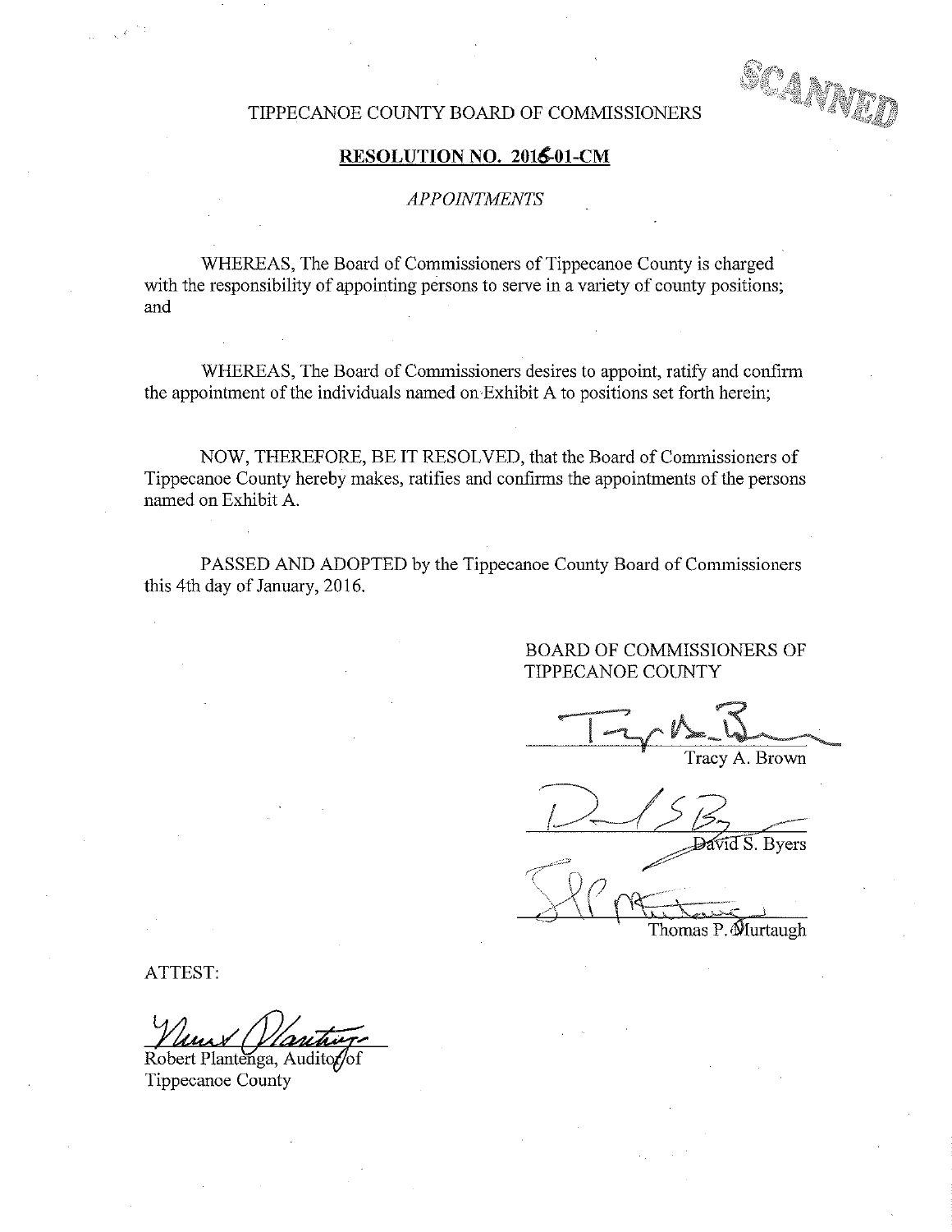TIPPECANOE COUNTY BOARD OF COMMISSIONERS

**RESOLUTION NO. 2016-01-CM**

*APPOINTMENTS*

WHEREAS, The Board of Commissioners of Tippecanoe County is charged with the responsibility of appointing persons to serve in a variety of county positions; and

WHEREAS, The Board of Commissioners desires to appoint, ratify and confirm the appointment of the individuals named on Exhibit A to positions set forth herein;

NOW, THEREFORE, BE IT RESOLVED, that the Board of Commissioners of Tippecanoe County hereby makes, ratifies and confirms the appointments of the persons named on Exhibit A.

PASSED AND ADOPTED by the Tippecanoe County Board of Commissioners this 4th day of January, 2016.

BOARD OF COMMISSIONERS OF TIPPECANOE COUNTY

Tracy A. Brown

David S. Byers

Thomas P. Murtaugh

ATTEST:

Robert Plantenga, Auditor of Tippecanoe County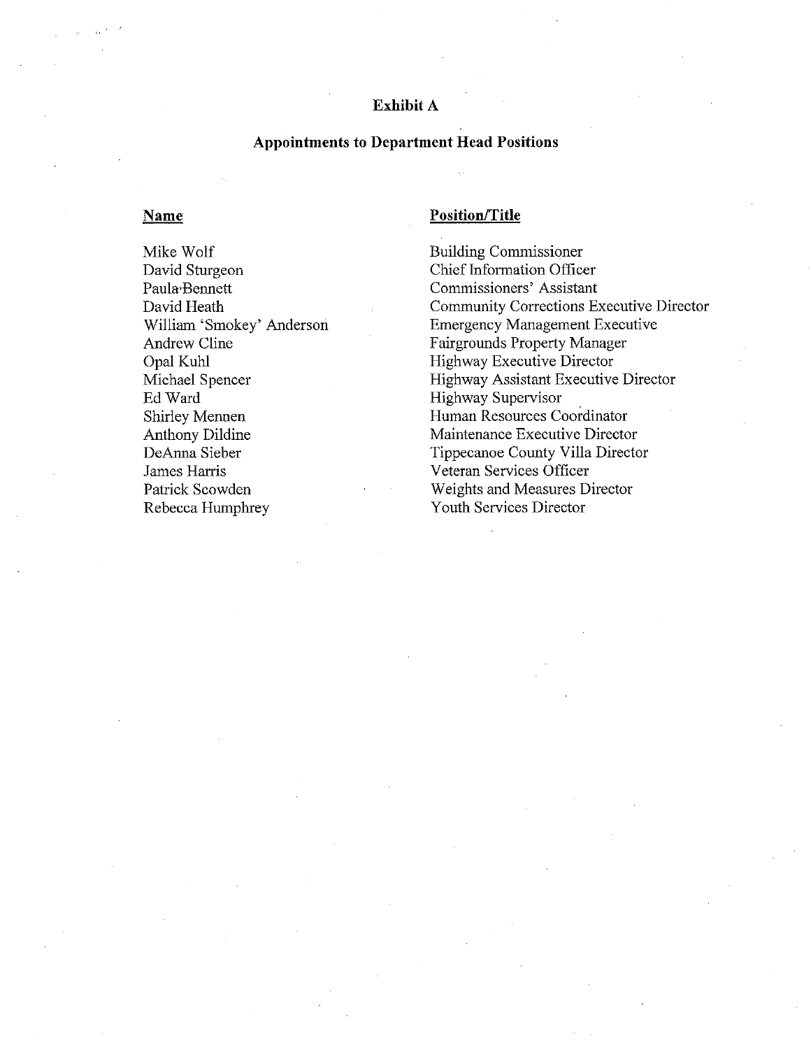**Exhibit A**

**Appointments to Department Head Positions**

| **Name** | **Position/Title** |
| --- | --- |
| Mike Wolf | Building Commissioner |
| David Sturgeon | Chief Information Officer |
| Paula Bennett | Commissioners' Assistant |
| David Heath | Community Corrections Executive Director |
| William 'Smokey' Anderson | Emergency Management Executive |
| Andrew Cline | Fairgrounds Property Manager |
| Opal Kuhl | Highway Executive Director |
| Michael Spencer | Highway Assistant Executive Director |
| Ed Ward | Highway Supervisor |
| Shirley Mennen | Human Resources Coordinator |
| Anthony Dildine | Maintenance Executive Director |
| DeAnna Sieber | Tippecanoe County Villa Director |
| James Harris | Veteran Services Officer |
| Patrick Scowden | Weights and Measures Director |
| Rebecca Humphrey | Youth Services Director |